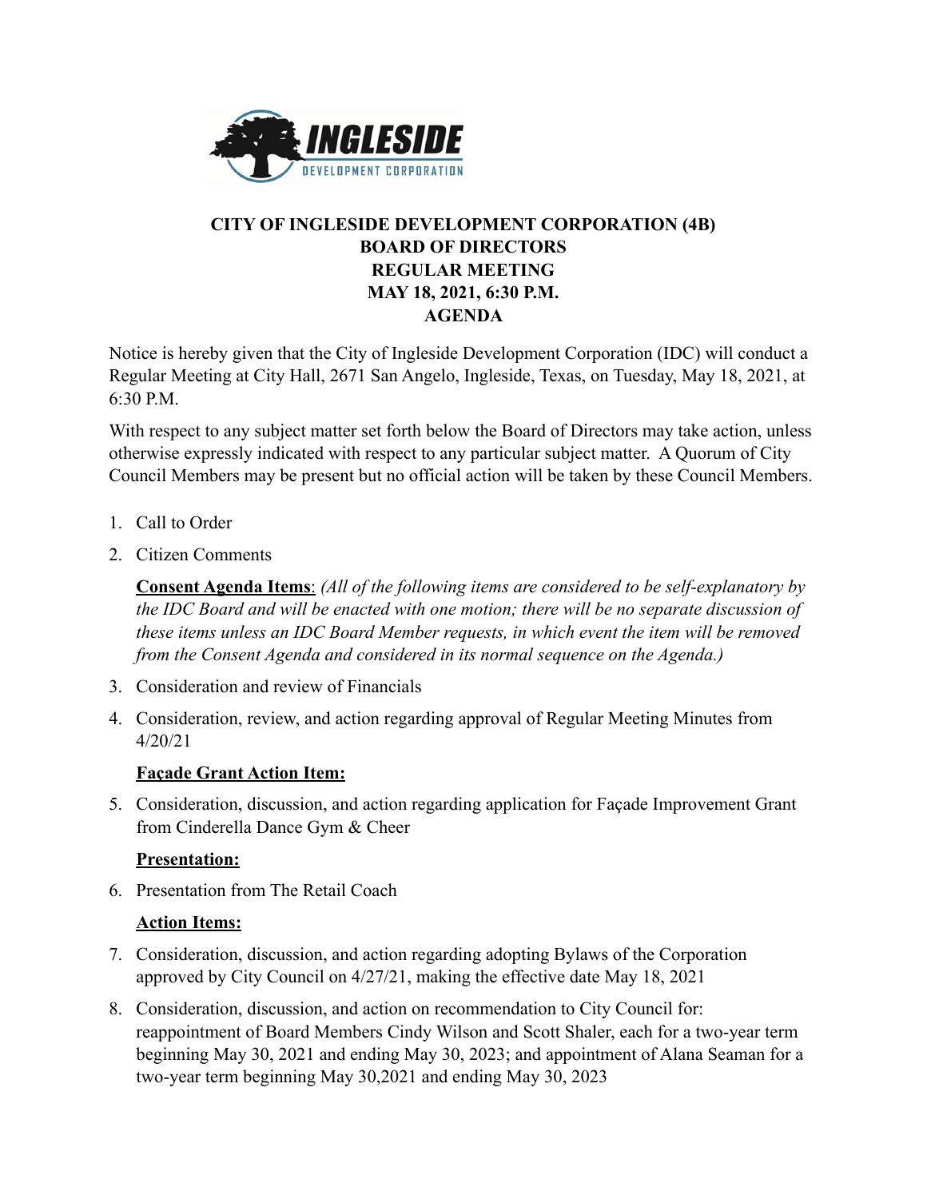# CITY OF INGLESIDE DEVELOPMENT CORPORATION (4B)
## BOARD OF DIRECTORS
## REGULAR MEETING
## MAY 18, 2021, 6:30 P.M.
## AGENDA

Notice is hereby given that the City of Ingleside Development Corporation (IDC) will conduct a Regular Meeting at City Hall, 2671 San Angelo, Ingleside, Texas, on Tuesday, May 18, 2021, at 6:30 P.M.

With respect to any subject matter set forth below the Board of Directors may take action, unless otherwise expressly indicated with respect to any particular subject matter. A Quorum of City Council Members may be present but no official action will be taken by these Council Members.

1. Call to Order
2. Citizen Comments

   **Consent Agenda Items**: *(All of the following items are considered to be self-explanatory by the IDC Board and will be enacted with one motion; there will be no separate discussion of these items unless an IDC Board Member requests, in which event the item will be removed from the Consent Agenda and considered in its normal sequence on the Agenda.)*

3. Consideration and review of Financials
4. Consideration, review, and action regarding approval of Regular Meeting Minutes from 4/20/21

   **Façade Grant Action Item:**

5. Consideration, discussion, and action regarding application for Façade Improvement Grant from Cinderella Dance Gym & Cheer

   **Presentation:**

6. Presentation from The Retail Coach

   **Action Items:**

7. Consideration, discussion, and action regarding adopting Bylaws of the Corporation approved by City Council on 4/27/21, making the effective date May 18, 2021
8. Consideration, discussion, and action on recommendation to City Council for: reappointment of Board Members Cindy Wilson and Scott Shaler, each for a two-year term beginning May 30, 2021 and ending May 30, 2023; and appointment of Alana Seaman for a two-year term beginning May 30,2021 and ending May 30, 2023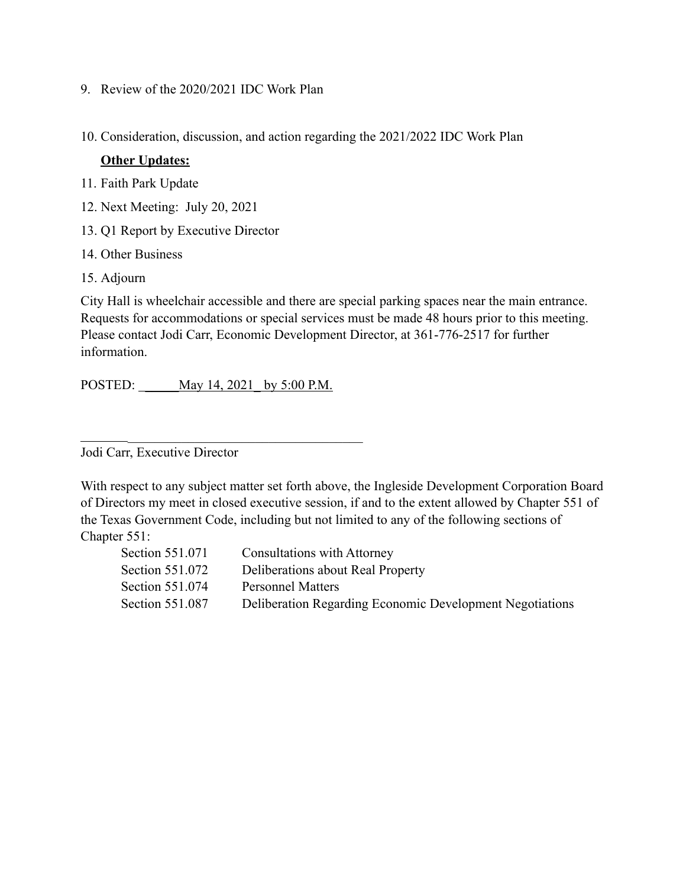9. Review of the 2020/2021 IDC Work Plan

10. Consideration, discussion, and action regarding the 2021/2022 IDC Work Plan

**Other Updates:**

11. Faith Park Update
12. Next Meeting: July 20, 2021
13. Q1 Report by Executive Director
14. Other Business
15. Adjourn

City Hall is wheelchair accessible and there are special parking spaces near the main entrance. Requests for accommodations or special services must be made 48 hours prior to this meeting. Please contact Jodi Carr, Economic Development Director, at 361-776-2517 for further information.

POSTED: ______May 14, 2021_ by 5:00 P.M.

_____________________________________________

Jodi Carr, Executive Director

With respect to any subject matter set forth above, the Ingleside Development Corporation Board of Directors my meet in closed executive session, if and to the extent allowed by Chapter 551 of the Texas Government Code, including but not limited to any of the following sections of Chapter 551:

| | |
|---|---|
| Section 551.071 | Consultations with Attorney |
| Section 551.072 | Deliberations about Real Property |
| Section 551.074 | Personnel Matters |
| Section 551.087 | Deliberation Regarding Economic Development Negotiations |